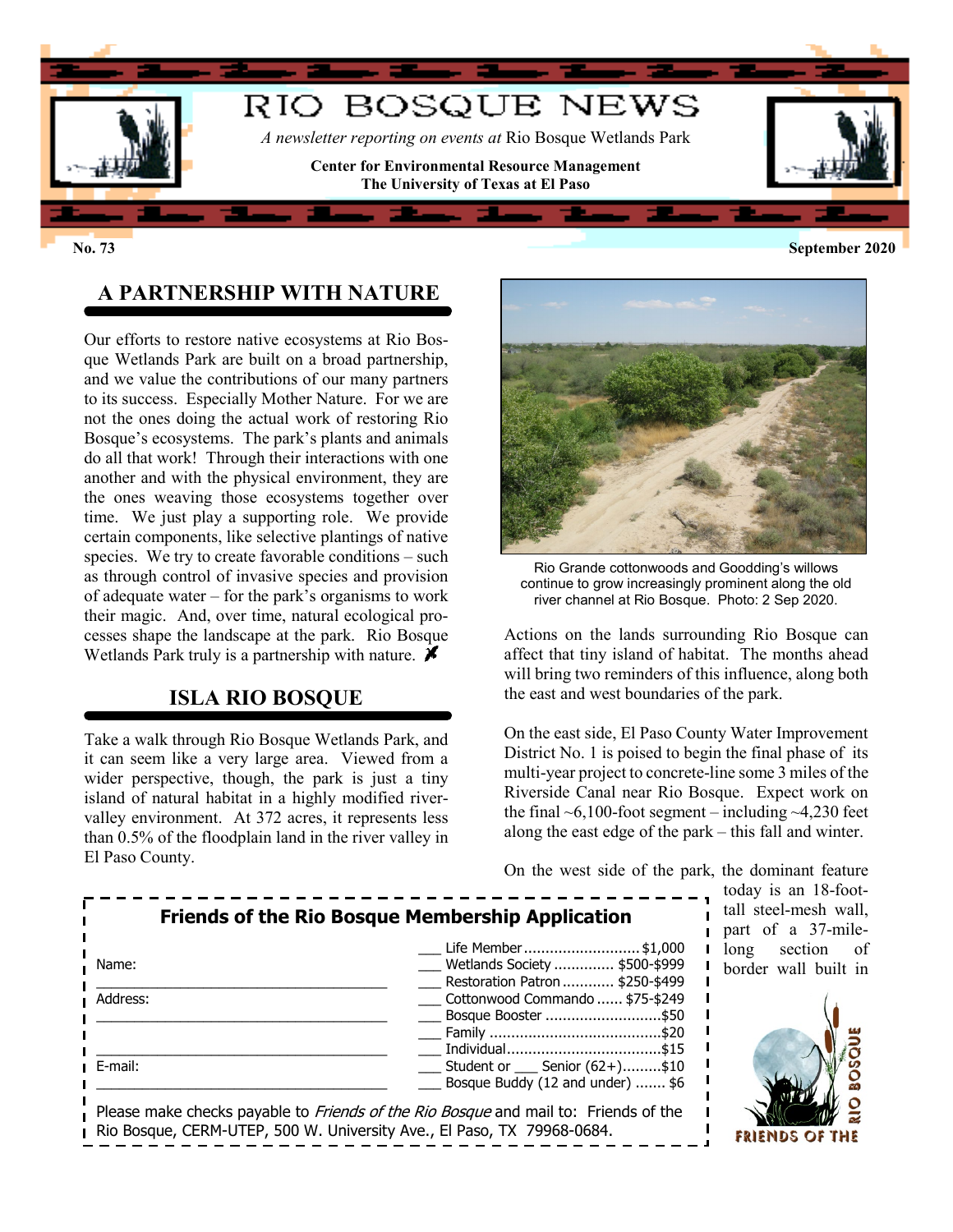# RIO BOSQUE NEWS

*A newsletter reporting on events at* Rio Bosque Wetlands Park

**Center for Environmental Resource Management**
**The University of Texas at El Paso**

**No. 73** **September 2020**

## A PARTNERSHIP WITH NATURE

Our efforts to restore native ecosystems at Rio Bosque Wetlands Park are built on a broad partnership, and we value the contributions of our many partners to its success. Especially Mother Nature. For we are not the ones doing the actual work of restoring Rio Bosque's ecosystems. The park's plants and animals do all that work! Through their interactions with one another and with the physical environment, they are the ones weaving those ecosystems together over time. We just play a supporting role. We provide certain components, like selective plantings of native species. We try to create favorable conditions – such as through control of invasive species and provision of adequate water – for the park's organisms to work their magic. And, over time, natural ecological processes shape the landscape at the park. Rio Bosque Wetlands Park truly is a partnership with nature.

## ISLA RIO BOSQUE

Take a walk through Rio Bosque Wetlands Park, and it can seem like a very large area. Viewed from a wider perspective, though, the park is just a tiny island of natural habitat in a highly modified river-valley environment. At 372 acres, it represents less than 0.5% of the floodplain land in the river valley in El Paso County.

Rio Grande cottonwoods and Goodding's willows continue to grow increasingly prominent along the old river channel at Rio Bosque. Photo: 2 Sep 2020.

Actions on the lands surrounding Rio Bosque can affect that tiny island of habitat. The months ahead will bring two reminders of this influence, along both the east and west boundaries of the park.

On the east side, El Paso County Water Improvement District No. 1 is poised to begin the final phase of its multi-year project to concrete-line some 3 miles of the Riverside Canal near Rio Bosque. Expect work on the final ~6,100-foot segment – including ~4,230 feet along the east edge of the park – this fall and winter.

On the west side of the park, the dominant feature today is an 18-foot-tall steel-mesh wall, part of a 37-mile-long section of border wall built in

---

**Friends of the Rio Bosque Membership Application**

Name: ______________________________

Address: ______________________________

______________________________

E-mail: ______________________________

- ___ Life Member .......................... $1,000
- ___ Wetlands Society ............. $500-$999
- ___ Restoration Patron ........... $250-$499
- ___ Cottonwood Commando ...... $75-$249
- ___ Bosque Booster .......................... $50
- ___ Family ....................................... $20
- ___ Individual .................................. $15
- ___ Student or ___ Senior (62+)......... $10
- ___ Bosque Buddy (12 and under) ....... $6

Please make checks payable to *Friends of the Rio Bosque* and mail to: Friends of the Rio Bosque, CERM-UTEP, 500 W. University Ave., El Paso, TX 79968-0684.

FRIENDS OF THE RIO BOSQUE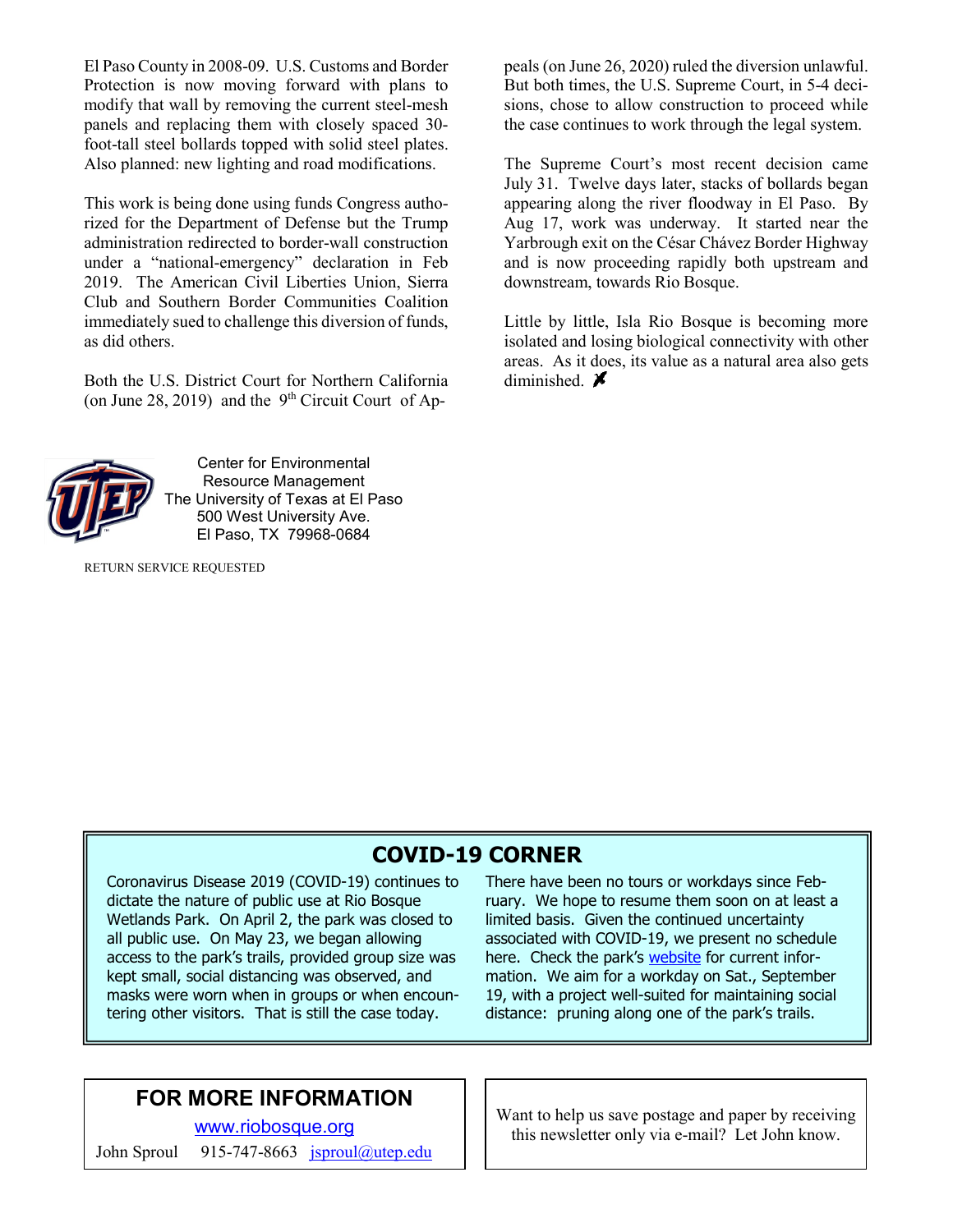El Paso County in 2008-09. U.S. Customs and Border Protection is now moving forward with plans to modify that wall by removing the current steel-mesh panels and replacing them with closely spaced 30-foot-tall steel bollards topped with solid steel plates. Also planned: new lighting and road modifications.

This work is being done using funds Congress authorized for the Department of Defense but the Trump administration redirected to border-wall construction under a "national-emergency" declaration in Feb 2019. The American Civil Liberties Union, Sierra Club and Southern Border Communities Coalition immediately sued to challenge this diversion of funds, as did others.

Both the U.S. District Court for Northern California (on June 28, 2019) and the 9th Circuit Court of Appeals (on June 26, 2020) ruled the diversion unlawful. But both times, the U.S. Supreme Court, in 5-4 decisions, chose to allow construction to proceed while the case continues to work through the legal system.

The Supreme Court's most recent decision came July 31. Twelve days later, stacks of bollards began appearing along the river floodway in El Paso. By Aug 17, work was underway. It started near the Yarbrough exit on the César Chávez Border Highway and is now proceeding rapidly both upstream and downstream, towards Rio Bosque.

Little by little, Isla Rio Bosque is becoming more isolated and losing biological connectivity with other areas. As it does, its value as a natural area also gets diminished.

Center for Environmental Resource Management
The University of Texas at El Paso
500 West University Ave.
El Paso, TX 79968-0684

RETURN SERVICE REQUESTED

## COVID-19 CORNER

Coronavirus Disease 2019 (COVID-19) continues to dictate the nature of public use at Rio Bosque Wetlands Park. On April 2, the park was closed to all public use. On May 23, we began allowing access to the park's trails, provided group size was kept small, social distancing was observed, and masks were worn when in groups or when encountering other visitors. That is still the case today.

There have been no tours or workdays since February. We hope to resume them soon on at least a limited basis. Given the continued uncertainty associated with COVID-19, we present no schedule here. Check the park's website for current information. We aim for a workday on Sat., September 19, with a project well-suited for maintaining social distance: pruning along one of the park's trails.

## FOR MORE INFORMATION

www.riobosque.org

John Sproul 915-747-8663 jsproul@utep.edu

Want to help us save postage and paper by receiving this newsletter only via e-mail? Let John know.